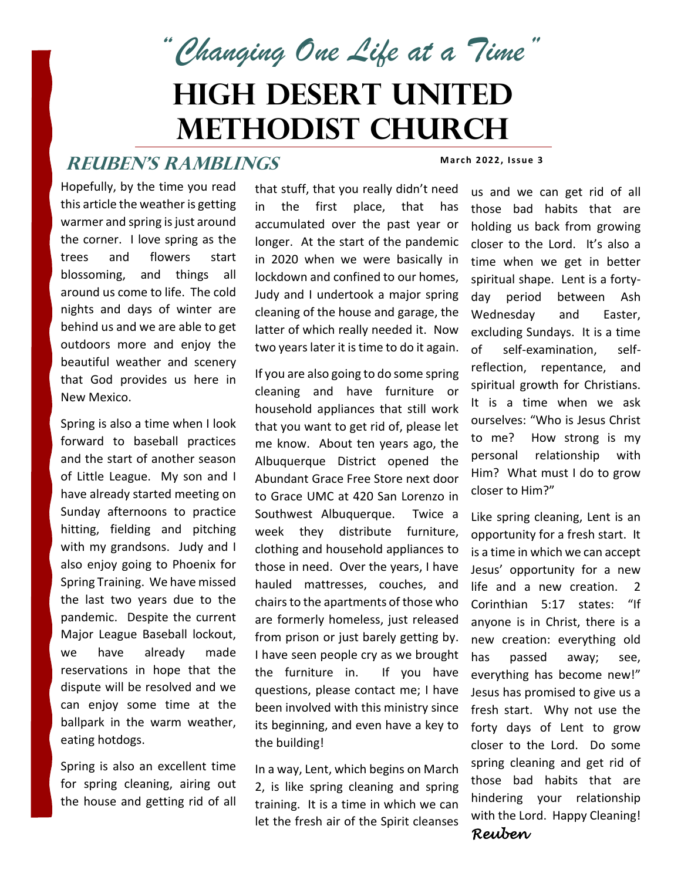*"Changing One Life at a Time"*

# High Desert United Methodist Church

## Reuben's Ramblings

March 2022, Issue 3

Hopefully, by the time you read this article the weather is getting warmer and spring is just around the corner. I love spring as the trees and flowers start blossoming, and things all around us come to life. The cold nights and days of winter are behind us and we are able to get outdoors more and enjoy the beautiful weather and scenery that God provides us here in New Mexico.

Spring is also a time when I look forward to baseball practices and the start of another season of Little League. My son and I have already started meeting on Sunday afternoons to practice hitting, fielding and pitching with my grandsons. Judy and I also enjoy going to Phoenix for Spring Training. We have missed the last two years due to the pandemic. Despite the current Major League Baseball lockout, we have already made reservations in hope that the dispute will be resolved and we can enjoy some time at the ballpark in the warm weather, eating hotdogs.

Spring is also an excellent time for spring cleaning, airing out the house and getting rid of all that stuff, that you really didn't need in the first place, that has accumulated over the past year or longer. At the start of the pandemic in 2020 when we were basically in lockdown and confined to our homes, Judy and I undertook a major spring cleaning of the house and garage, the latter of which really needed it. Now two years later it is time to do it again.

If you are also going to do some spring cleaning and have furniture or household appliances that still work that you want to get rid of, please let me know. About ten years ago, the Albuquerque District opened the Abundant Grace Free Store next door to Grace UMC at 420 San Lorenzo in Southwest Albuquerque. Twice a week they distribute furniture, clothing and household appliances to those in need. Over the years, I have hauled mattresses, couches, and chairs to the apartments of those who are formerly homeless, just released from prison or just barely getting by. I have seen people cry as we brought the furniture in. If you have questions, please contact me; I have been involved with this ministry since its beginning, and even have a key to the building!

In a way, Lent, which begins on March 2, is like spring cleaning and spring training. It is a time in which we can let the fresh air of the Spirit cleanses us and we can get rid of all those bad habits that are holding us back from growing closer to the Lord. It's also a time when we get in better spiritual shape. Lent is a forty-day period between Ash Wednesday and Easter, excluding Sundays. It is a time of self-examination, self-reflection, repentance, and spiritual growth for Christians. It is a time when we ask ourselves: "Who is Jesus Christ to me? How strong is my personal relationship with Him? What must I do to grow closer to Him?"

Like spring cleaning, Lent is an opportunity for a fresh start. It is a time in which we can accept Jesus' opportunity for a new life and a new creation. 2 Corinthian 5:17 states: "If anyone is in Christ, there is a new creation: everything old has passed away; see, everything has become new!" Jesus has promised to give us a fresh start. Why not use the forty days of Lent to grow closer to the Lord. Do some spring cleaning and get rid of those bad habits that are hindering your relationship with the Lord. Happy Cleaning!

*Reuben*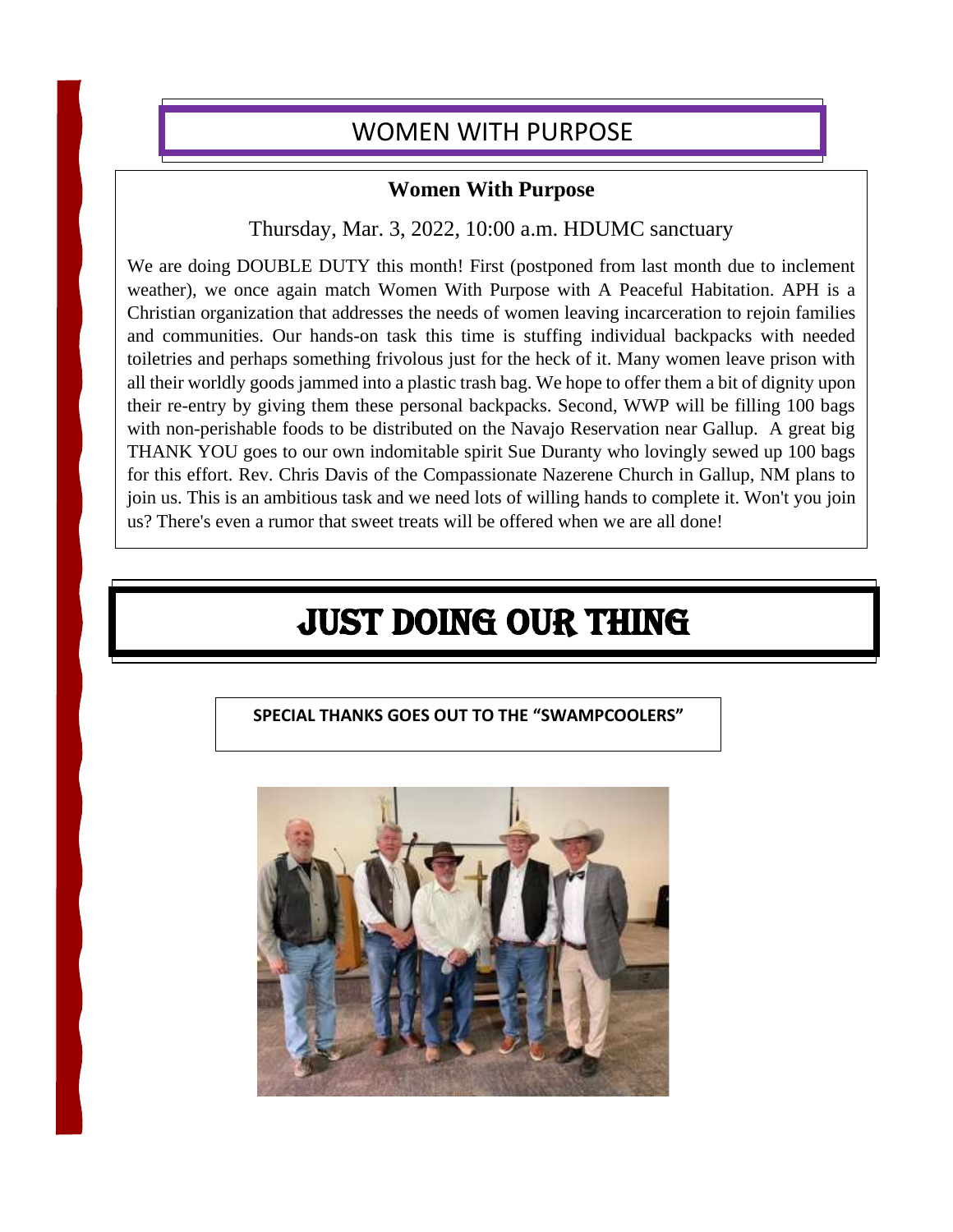## WOMEN WITH PURPOSE

### Women With Purpose

Thursday, Mar. 3, 2022, 10:00 a.m. HDUMC sanctuary

We are doing DOUBLE DUTY this month! First (postponed from last month due to inclement weather), we once again match Women With Purpose with A Peaceful Habitation. APH is a Christian organization that addresses the needs of women leaving incarceration to rejoin families and communities. Our hands-on task this time is stuffing individual backpacks with needed toiletries and perhaps something frivolous just for the heck of it. Many women leave prison with all their worldly goods jammed into a plastic trash bag. We hope to offer them a bit of dignity upon their re-entry by giving them these personal backpacks. Second, WWP will be filling 100 bags with non-perishable foods to be distributed on the Navajo Reservation near Gallup. A great big THANK YOU goes to our own indomitable spirit Sue Duranty who lovingly sewed up 100 bags for this effort. Rev. Chris Davis of the Compassionate Nazerene Church in Gallup, NM plans to join us. This is an ambitious task and we need lots of willing hands to complete it. Won't you join us? There's even a rumor that sweet treats will be offered when we are all done!

## JUST DOING OUR THING

**SPECIAL THANKS GOES OUT TO THE "SWAMPCOOLERS"**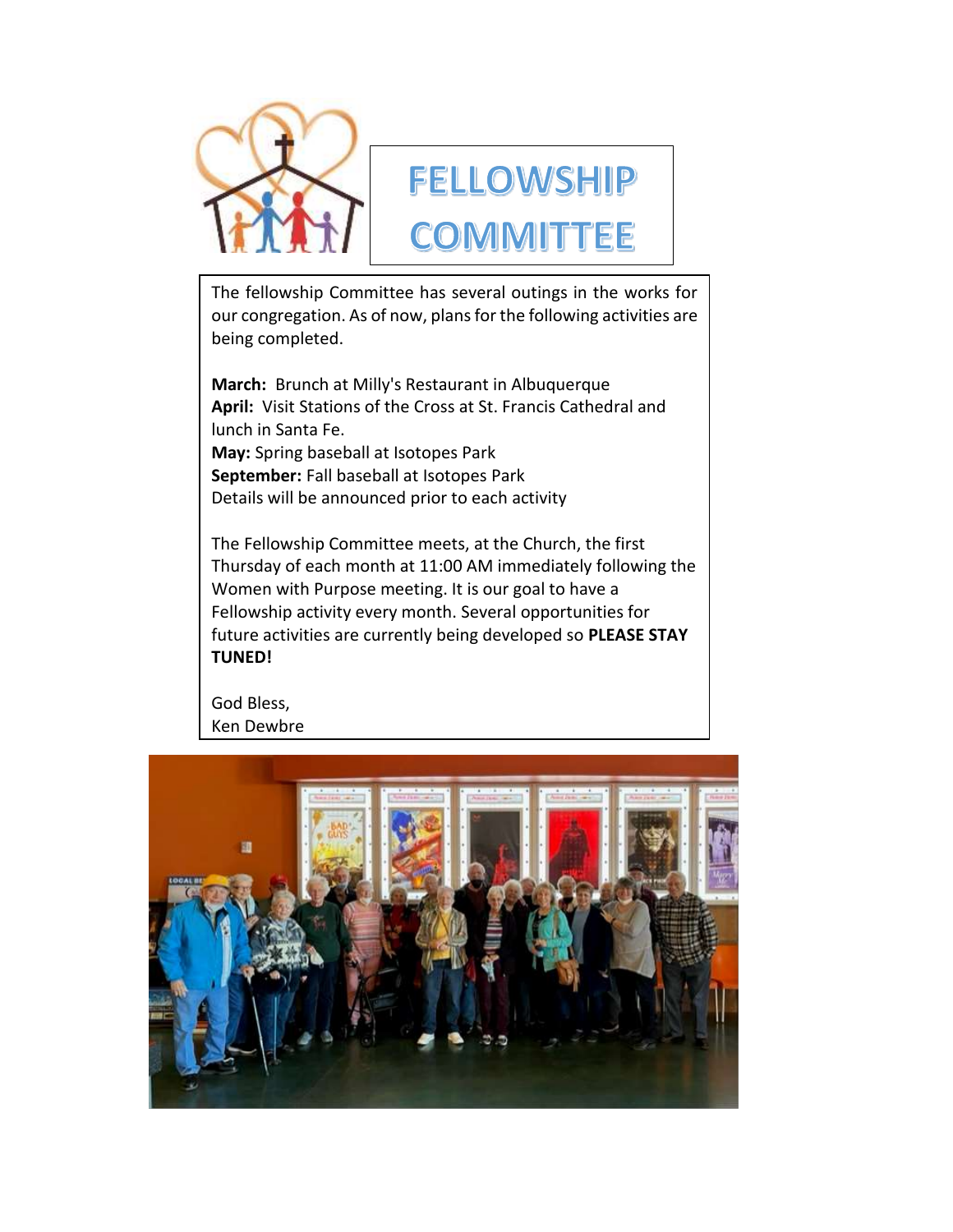# FELLOWSHIP COMMITTEE

The fellowship Committee has several outings in the works for our congregation. As of now, plans for the following activities are being completed.

**March:** Brunch at Milly's Restaurant in Albuquerque
**April:** Visit Stations of the Cross at St. Francis Cathedral and lunch in Santa Fe.
**May:** Spring baseball at Isotopes Park
**September:** Fall baseball at Isotopes Park
Details will be announced prior to each activity

The Fellowship Committee meets, at the Church, the first Thursday of each month at 11:00 AM immediately following the Women with Purpose meeting. It is our goal to have a Fellowship activity every month. Several opportunities for future activities are currently being developed so **PLEASE STAY TUNED!**

God Bless,
Ken Dewbre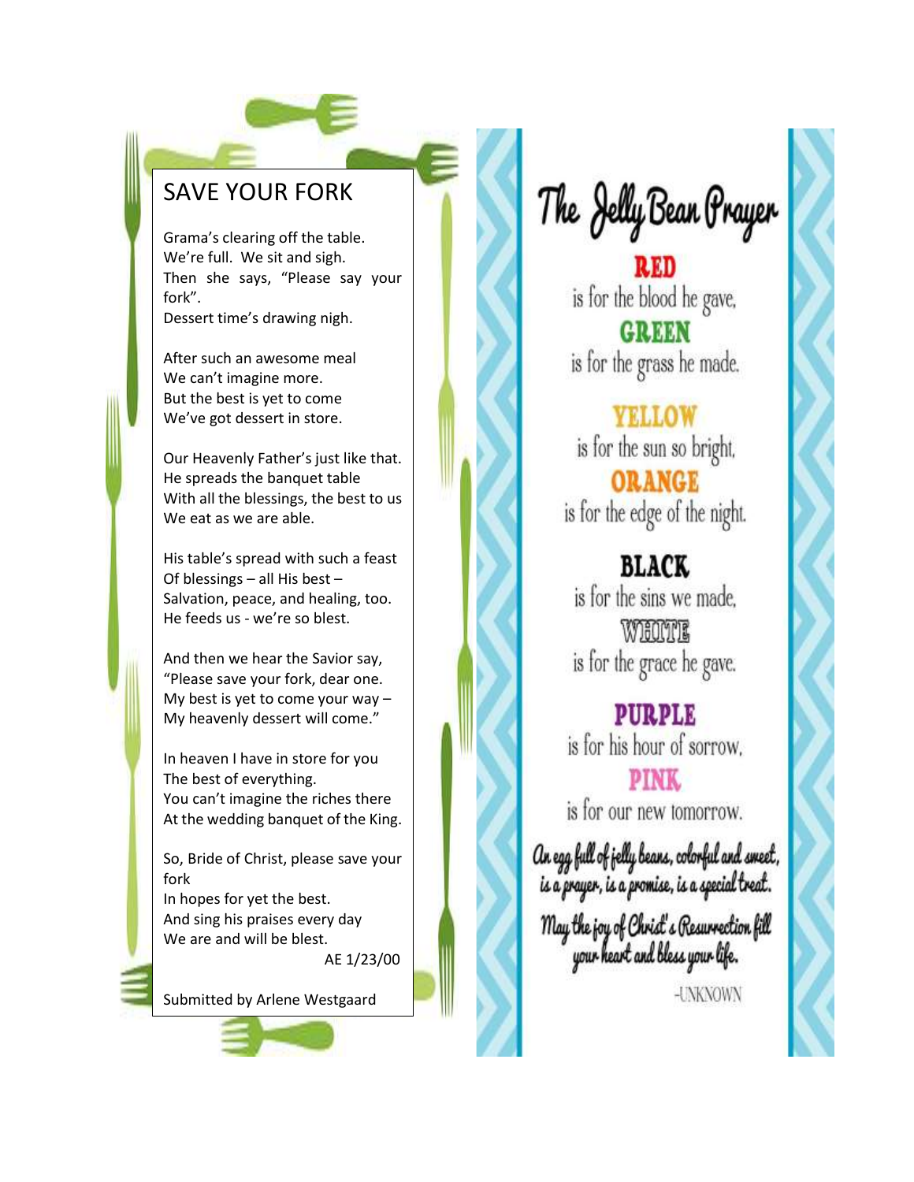# SAVE YOUR FORK

Grama's clearing off the table.
We're full. We sit and sigh.
Then she says, "Please say your fork".
Dessert time's drawing nigh.

After such an awesome meal
We can't imagine more.
But the best is yet to come
We've got dessert in store.

Our Heavenly Father's just like that.
He spreads the banquet table
With all the blessings, the best to us
We eat as we are able.

His table's spread with such a feast
Of blessings – all His best –
Salvation, peace, and healing, too.
He feeds us - we're so blest.

And then we hear the Savior say,
"Please save your fork, dear one.
My best is yet to come your way –
My heavenly dessert will come."

In heaven I have in store for you
The best of everything.
You can't imagine the riches there
At the wedding banquet of the King.

So, Bride of Christ, please save your fork
In hopes for yet the best.
And sing his praises every day
We are and will be blest.

AE 1/23/00

Submitted by Arlene Westgaard

# The Jelly Bean Prayer

**RED**
is for the blood he gave,
**GREEN**
is for the grass he made.

**YELLOW**
is for the sun so bright,
**ORANGE**
is for the edge of the night.

**BLACK**
is for the sins we made,
**WHITE**
is for the grace he gave.

**PURPLE**
is for his hour of sorrow,
**PINK**
is for our new tomorrow.

*An egg full of jelly beans, colorful and sweet,
is a prayer, is a promise, is a special treat.*

*May the joy of Christ's Resurrection fill
your heart and bless your life.*

-UNKNOWN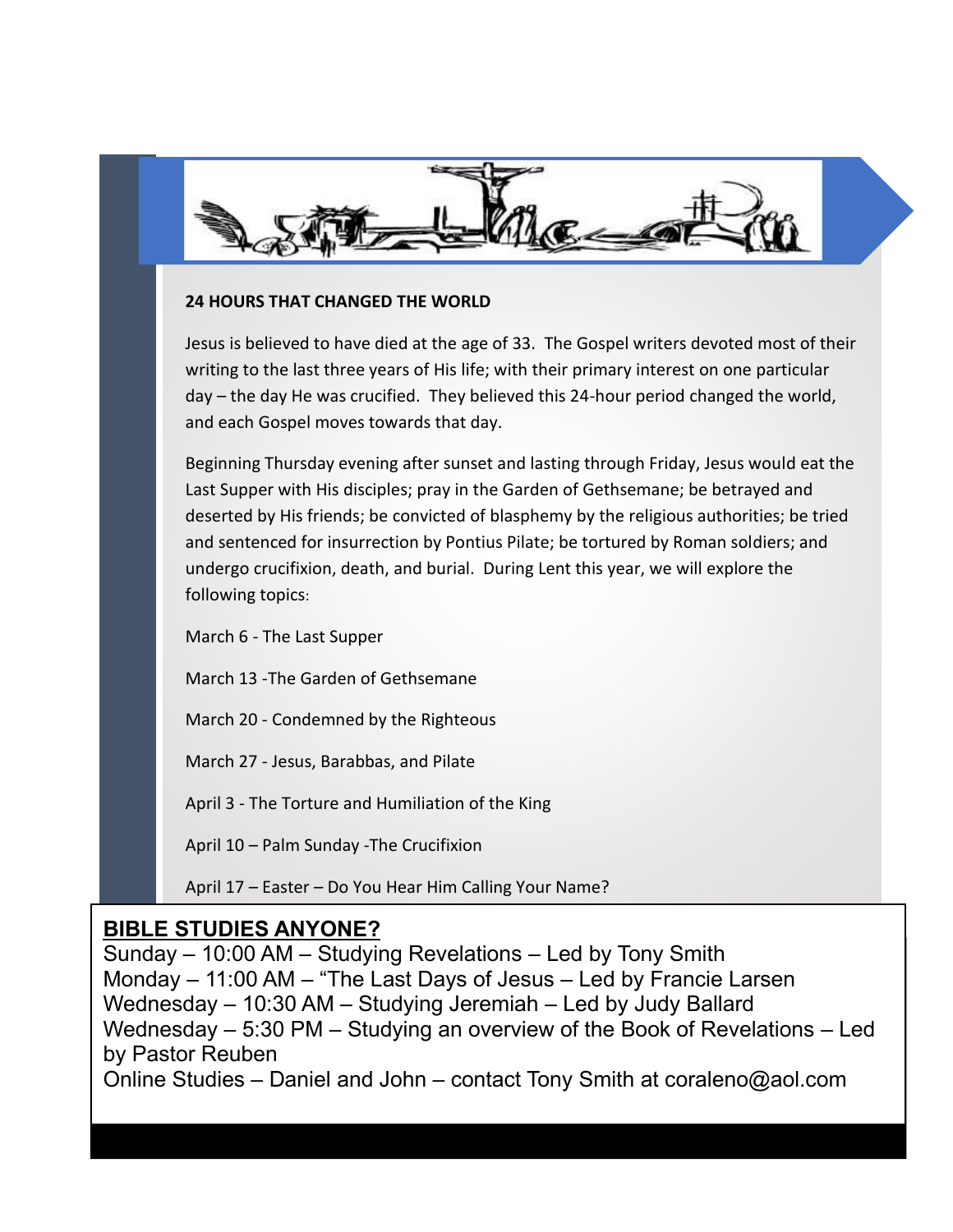## 24 HOURS THAT CHANGED THE WORLD

Jesus is believed to have died at the age of 33. The Gospel writers devoted most of their writing to the last three years of His life; with their primary interest on one particular day – the day He was crucified. They believed this 24-hour period changed the world, and each Gospel moves towards that day.

Beginning Thursday evening after sunset and lasting through Friday, Jesus would eat the Last Supper with His disciples; pray in the Garden of Gethsemane; be betrayed and deserted by His friends; be convicted of blasphemy by the religious authorities; be tried and sentenced for insurrection by Pontius Pilate; be tortured by Roman soldiers; and undergo crucifixion, death, and burial. During Lent this year, we will explore the following topics:

March 6 - The Last Supper

March 13 -The Garden of Gethsemane

March 20 - Condemned by the Righteous

March 27 - Jesus, Barabbas, and Pilate

April 3 - The Torture and Humiliation of the King

April 10 – Palm Sunday -The Crucifixion

April 17 – Easter – Do You Hear Him Calling Your Name?

## BIBLE STUDIES ANYONE?

Sunday – 10:00 AM – Studying Revelations – Led by Tony Smith
Monday – 11:00 AM – "The Last Days of Jesus – Led by Francie Larsen
Wednesday – 10:30 AM – Studying Jeremiah – Led by Judy Ballard
Wednesday – 5:30 PM – Studying an overview of the Book of Revelations – Led by Pastor Reuben
Online Studies – Daniel and John – contact Tony Smith at coraleno@aol.com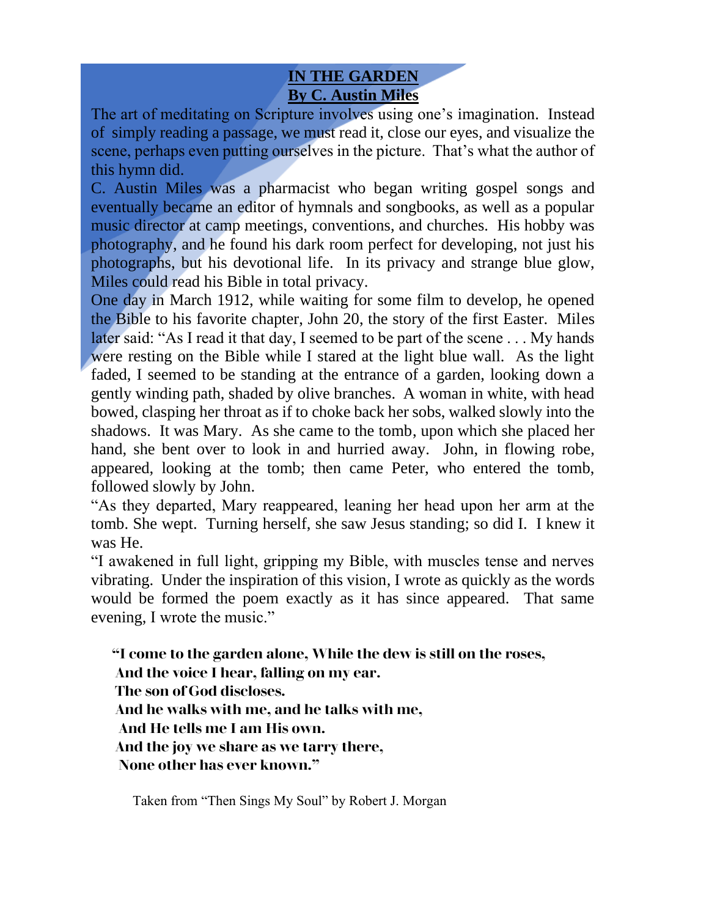# IN THE GARDEN
## By C. Austin Miles

The art of meditating on Scripture involves using one's imagination. Instead of simply reading a passage, we must read it, close our eyes, and visualize the scene, perhaps even putting ourselves in the picture. That's what the author of this hymn did.

C. Austin Miles was a pharmacist who began writing gospel songs and eventually became an editor of hymnals and songbooks, as well as a popular music director at camp meetings, conventions, and churches. His hobby was photography, and he found his dark room perfect for developing, not just his photographs, but his devotional life. In its privacy and strange blue glow, Miles could read his Bible in total privacy.

One day in March 1912, while waiting for some film to develop, he opened the Bible to his favorite chapter, John 20, the story of the first Easter. Miles later said: "As I read it that day, I seemed to be part of the scene . . . My hands were resting on the Bible while I stared at the light blue wall. As the light faded, I seemed to be standing at the entrance of a garden, looking down a gently winding path, shaded by olive branches. A woman in white, with head bowed, clasping her throat as if to choke back her sobs, walked slowly into the shadows. It was Mary. As she came to the tomb, upon which she placed her hand, she bent over to look in and hurried away. John, in flowing robe, appeared, looking at the tomb; then came Peter, who entered the tomb, followed slowly by John.

"As they departed, Mary reappeared, leaning her head upon her arm at the tomb. She wept. Turning herself, she saw Jesus standing; so did I. I knew it was He.

"I awakened in full light, gripping my Bible, with muscles tense and nerves vibrating. Under the inspiration of this vision, I wrote as quickly as the words would be formed the poem exactly as it has since appeared. That same evening, I wrote the music."

**"I come to the garden alone, While the dew is still on the roses,**
**And the voice I hear, falling on my ear.**
**The son of God discloses.**
**And he walks with me, and he talks with me,**
**And He tells me I am His own.**
**And the joy we share as we tarry there,**
**None other has ever known."**

Taken from "Then Sings My Soul" by Robert J. Morgan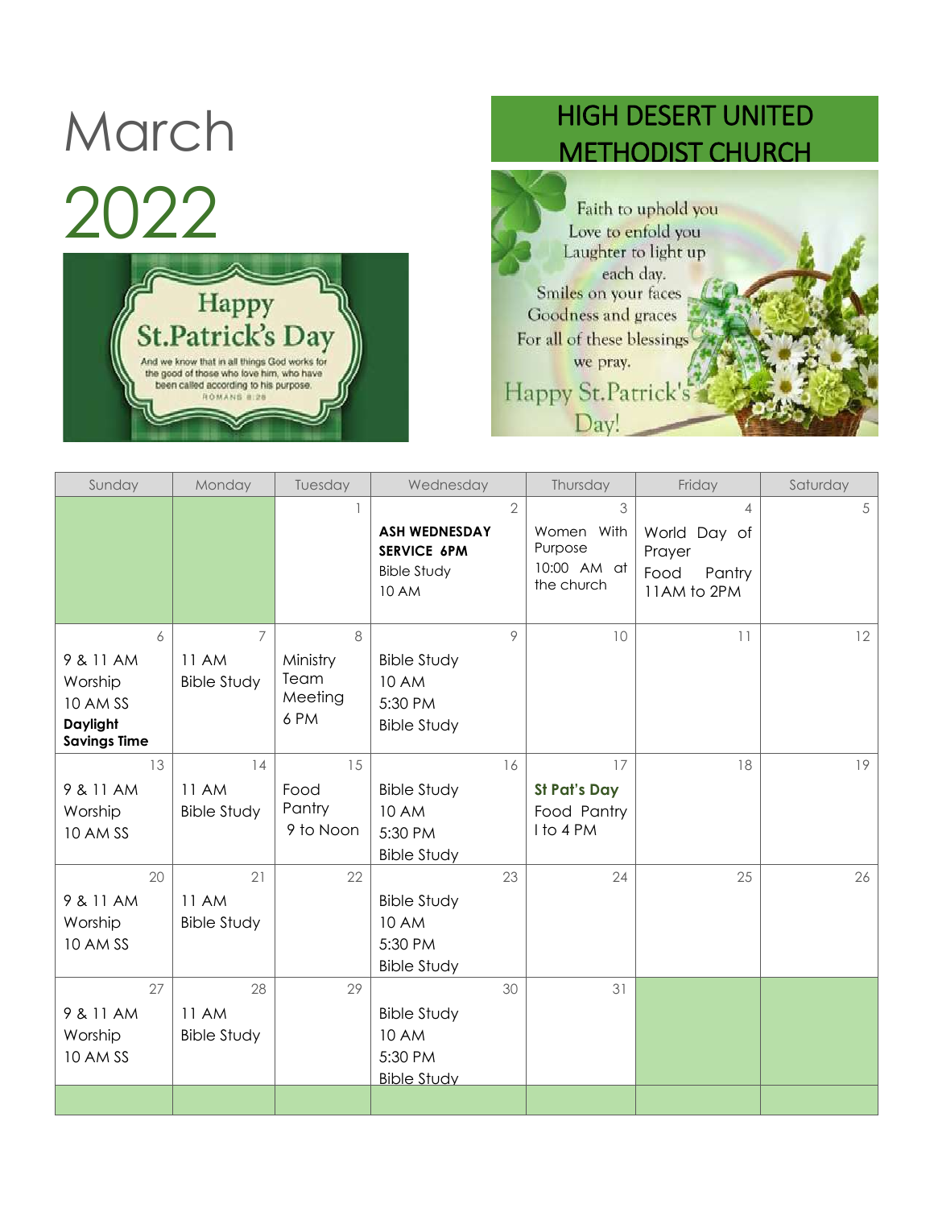# March 2022

## HIGH DESERT UNITED METHODIST CHURCH

Happy St.Patrick's Day

And we know that in all things God works for the good of those who love him, who have been called according to his purpose. ROMANS 8:28

Faith to uphold you
Love to enfold you
Laughter to light up each day.
Smiles on your faces
Goodness and graces
For all of these blessings we pray.
Happy St.Patrick's Day!

| Sunday | Monday | Tuesday | Wednesday | Thursday | Friday | Saturday |
|---|---|---|---|---|---|---|
| | | 1 | 2<br>**ASH WEDNESDAY SERVICE 6PM**<br>Bible Study<br>10 AM | 3<br>Women With Purpose<br>10:00 AM at the church | 4<br>World Day of Prayer<br>Food Pantry<br>11AM to 2PM | 5 |
| 6<br>9 & 11 AM Worship<br>10 AM SS<br>**Daylight Savings Time** | 7<br>11 AM<br>Bible Study | 8<br>Ministry Team Meeting<br>6 PM | 9<br>Bible Study<br>10 AM<br>5:30 PM<br>Bible Study | 10 | 11 | 12 |
| 13<br>9 & 11 AM Worship<br>10 AM SS | 14<br>11 AM<br>Bible Study | 15<br>Food Pantry<br>9 to Noon | 16<br>Bible Study<br>10 AM<br>5:30 PM<br>Bible Study | 17<br>**St Pat's Day**<br>Food Pantry<br>I to 4 PM | 18 | 19 |
| 20<br>9 & 11 AM Worship<br>10 AM SS | 21<br>11 AM<br>Bible Study | 22 | 23<br>Bible Study<br>10 AM<br>5:30 PM<br>Bible Study | 24 | 25 | 26 |
| 27<br>9 & 11 AM Worship<br>10 AM SS | 28<br>11 AM<br>Bible Study | 29 | 30<br>Bible Study<br>10 AM<br>5:30 PM<br>Bible Study | 31 | | |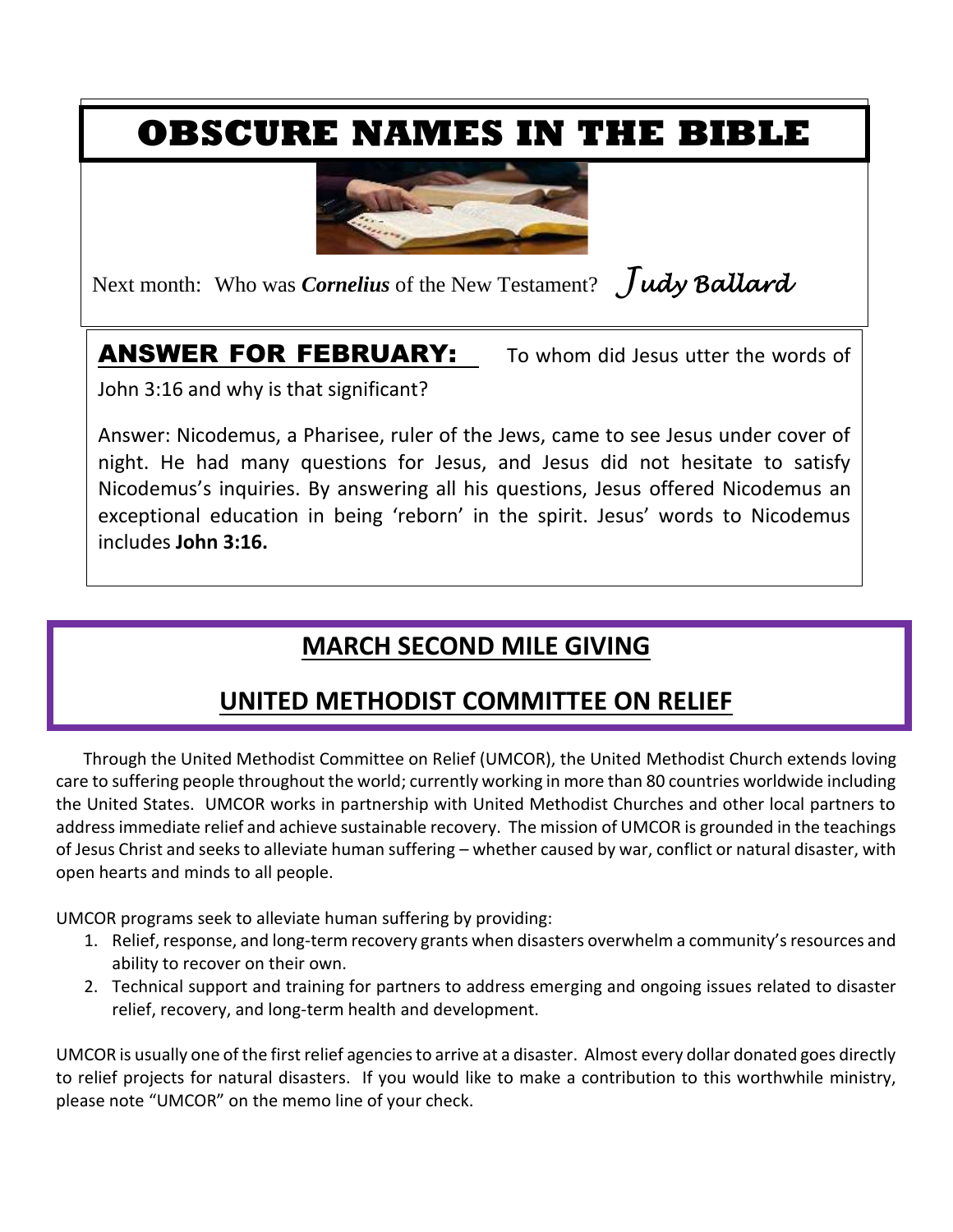# OBSCURE NAMES IN THE BIBLE

Next month: Who was ***Cornelius*** of the New Testament? *Judy Ballard*

**ANSWER FOR FEBRUARY:** To whom did Jesus utter the words of John 3:16 and why is that significant?

Answer: Nicodemus, a Pharisee, ruler of the Jews, came to see Jesus under cover of night. He had many questions for Jesus, and Jesus did not hesitate to satisfy Nicodemus's inquiries. By answering all his questions, Jesus offered Nicodemus an exceptional education in being 'reborn' in the spirit. Jesus' words to Nicodemus includes **John 3:16.**

## MARCH SECOND MILE GIVING

## UNITED METHODIST COMMITTEE ON RELIEF

Through the United Methodist Committee on Relief (UMCOR), the United Methodist Church extends loving care to suffering people throughout the world; currently working in more than 80 countries worldwide including the United States. UMCOR works in partnership with United Methodist Churches and other local partners to address immediate relief and achieve sustainable recovery. The mission of UMCOR is grounded in the teachings of Jesus Christ and seeks to alleviate human suffering – whether caused by war, conflict or natural disaster, with open hearts and minds to all people.

UMCOR programs seek to alleviate human suffering by providing:

1. Relief, response, and long-term recovery grants when disasters overwhelm a community's resources and ability to recover on their own.
2. Technical support and training for partners to address emerging and ongoing issues related to disaster relief, recovery, and long-term health and development.

UMCOR is usually one of the first relief agencies to arrive at a disaster. Almost every dollar donated goes directly to relief projects for natural disasters. If you would like to make a contribution to this worthwhile ministry, please note "UMCOR" on the memo line of your check.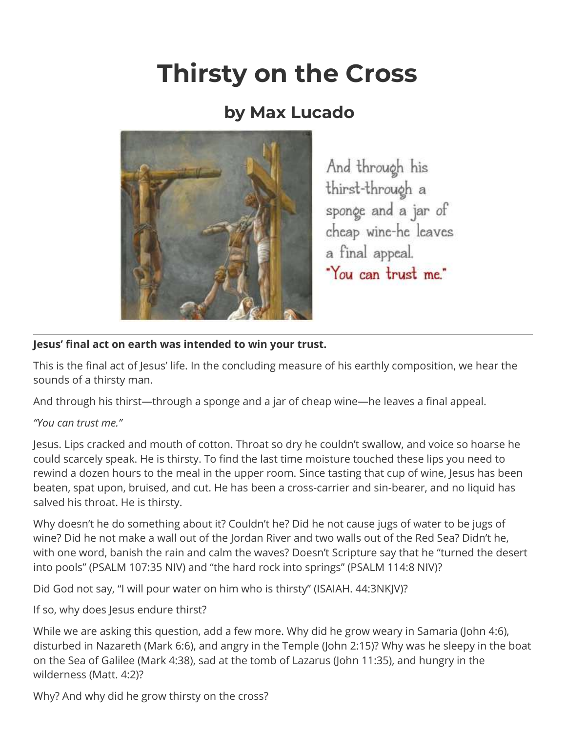# Thirsty on the Cross

## by Max Lucado

And through his thirst-through a sponge and a jar of cheap wine-he leaves a final appeal. "You can trust me."

---

**Jesus' final act on earth was intended to win your trust.**

This is the final act of Jesus' life. In the concluding measure of his earthly composition, we hear the sounds of a thirsty man.

And through his thirst—through a sponge and a jar of cheap wine—he leaves a final appeal.

*"You can trust me."*

Jesus. Lips cracked and mouth of cotton. Throat so dry he couldn't swallow, and voice so hoarse he could scarcely speak. He is thirsty. To find the last time moisture touched these lips you need to rewind a dozen hours to the meal in the upper room. Since tasting that cup of wine, Jesus has been beaten, spat upon, bruised, and cut. He has been a cross-carrier and sin-bearer, and no liquid has salved his throat. He is thirsty.

Why doesn't he do something about it? Couldn't he? Did he not cause jugs of water to be jugs of wine? Did he not make a wall out of the Jordan River and two walls out of the Red Sea? Didn't he, with one word, banish the rain and calm the waves? Doesn't Scripture say that he "turned the desert into pools" (PSALM 107:35 NIV) and "the hard rock into springs" (PSALM 114:8 NIV)?

Did God not say, "I will pour water on him who is thirsty" (ISAIAH. 44:3NKJV)?

If so, why does Jesus endure thirst?

While we are asking this question, add a few more. Why did he grow weary in Samaria (John 4:6), disturbed in Nazareth (Mark 6:6), and angry in the Temple (John 2:15)? Why was he sleepy in the boat on the Sea of Galilee (Mark 4:38), sad at the tomb of Lazarus (John 11:35), and hungry in the wilderness (Matt. 4:2)?

Why? And why did he grow thirsty on the cross?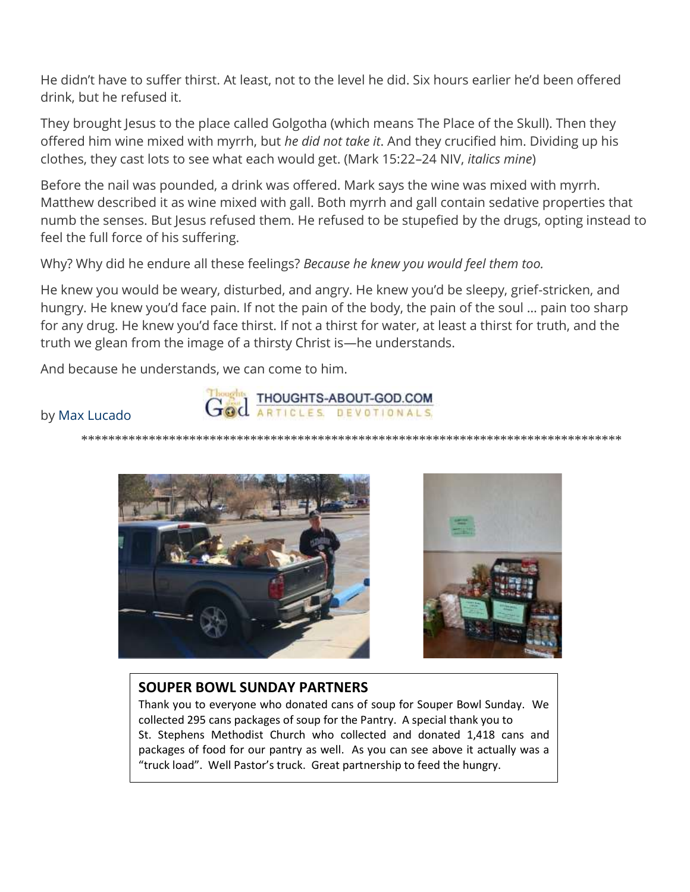He didn't have to suffer thirst. At least, not to the level he did. Six hours earlier he'd been offered drink, but he refused it.

They brought Jesus to the place called Golgotha (which means The Place of the Skull). Then they offered him wine mixed with myrrh, but *he did not take it*. And they crucified him. Dividing up his clothes, they cast lots to see what each would get. (Mark 15:22–24 NIV, *italics mine*)

Before the nail was pounded, a drink was offered. Mark says the wine was mixed with myrrh. Matthew described it as wine mixed with gall. Both myrrh and gall contain sedative properties that numb the senses. But Jesus refused them. He refused to be stupefied by the drugs, opting instead to feel the full force of his suffering.

Why? Why did he endure all these feelings? *Because he knew you would feel them too.*

He knew you would be weary, disturbed, and angry. He knew you'd be sleepy, grief-stricken, and hungry. He knew you'd face pain. If not the pain of the body, the pain of the soul … pain too sharp for any drug. He knew you'd face thirst. If not a thirst for water, at least a thirst for truth, and the truth we glean from the image of a thirsty Christ is—he understands.

And because he understands, we can come to him.

by Max Lucado

THOUGHTS-ABOUT-GOD.COM ARTICLES. DEVOTIONALS.

\*\*\*\*\*\*\*\*\*\*\*\*\*\*\*\*\*\*\*\*\*\*\*\*\*\*\*\*\*\*\*\*\*\*\*\*\*\*\*\*\*\*\*\*\*\*\*\*\*\*\*\*\*\*\*\*\*\*\*\*\*\*\*\*\*\*\*\*\*\*\*\*\*\*\*\*\*\*\*\*\*\*\*

## SOUPER BOWL SUNDAY PARTNERS

Thank you to everyone who donated cans of soup for Souper Bowl Sunday. We collected 295 cans packages of soup for the Pantry. A special thank you to St. Stephens Methodist Church who collected and donated 1,418 cans and packages of food for our pantry as well. As you can see above it actually was a "truck load". Well Pastor's truck. Great partnership to feed the hungry.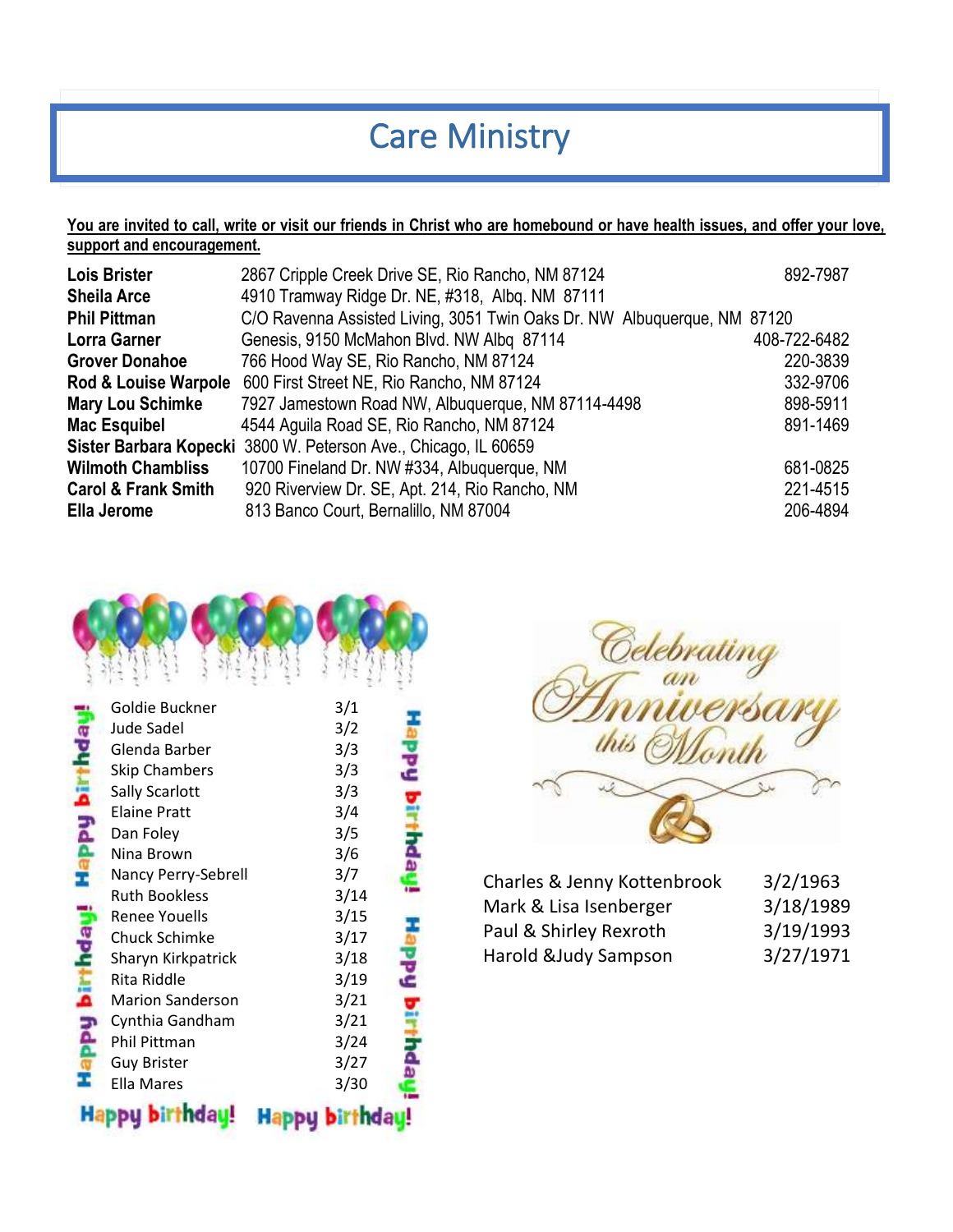# Care Ministry

**You are invited to call, write or visit our friends in Christ who are homebound or have health issues, and offer your love, support and encouragement.**

| Name | Address | Phone |
|---|---|---|
| **Lois Brister** | 2867 Cripple Creek Drive SE, Rio Rancho, NM 87124 | 892-7987 |
| **Sheila Arce** | 4910 Tramway Ridge Dr. NE, #318, Albq. NM 87111 | |
| **Phil Pittman** | C/O Ravenna Assisted Living, 3051 Twin Oaks Dr. NW Albuquerque, NM 87120 | |
| **Lorra Garner** | Genesis, 9150 McMahon Blvd. NW Albq 87114 | 408-722-6482 |
| **Grover Donahoe** | 766 Hood Way SE, Rio Rancho, NM 87124 | 220-3839 |
| **Rod & Louise Warpole** | 600 First Street NE, Rio Rancho, NM 87124 | 332-9706 |
| **Mary Lou Schimke** | 7927 Jamestown Road NW, Albuquerque, NM 87114-4498 | 898-5911 |
| **Mac Esquibel** | 4544 Aguila Road SE, Rio Rancho, NM 87124 | 891-1469 |
| **Sister Barbara Kopecki** | 3800 W. Peterson Ave., Chicago, IL 60659 | |
| **Wilmoth Chambliss** | 10700 Fineland Dr. NW #334, Albuquerque, NM | 681-0825 |
| **Carol & Frank Smith** | 920 Riverview Dr. SE, Apt. 214, Rio Rancho, NM | 221-4515 |
| **Ella Jerome** | 813 Banco Court, Bernalillo, NM 87004 | 206-4894 |

## Happy birthday!

| Name | Date |
|---|---|
| Goldie Buckner | 3/1 |
| Jude Sadel | 3/2 |
| Glenda Barber | 3/3 |
| Skip Chambers | 3/3 |
| Sally Scarlott | 3/3 |
| Elaine Pratt | 3/4 |
| Dan Foley | 3/5 |
| Nina Brown | 3/6 |
| Nancy Perry-Sebrell | 3/7 |
| Ruth Bookless | 3/14 |
| Renee Youells | 3/15 |
| Chuck Schimke | 3/17 |
| Sharyn Kirkpatrick | 3/18 |
| Rita Riddle | 3/19 |
| Marion Sanderson | 3/21 |
| Cynthia Gandham | 3/21 |
| Phil Pittman | 3/24 |
| Guy Brister | 3/27 |
| Ella Mares | 3/30 |

## Celebrating an Anniversary this Month

| Couple | Date |
|---|---|
| Charles & Jenny Kottenbrook | 3/2/1963 |
| Mark & Lisa Isenberger | 3/18/1989 |
| Paul & Shirley Rexroth | 3/19/1993 |
| Harold &Judy Sampson | 3/27/1971 |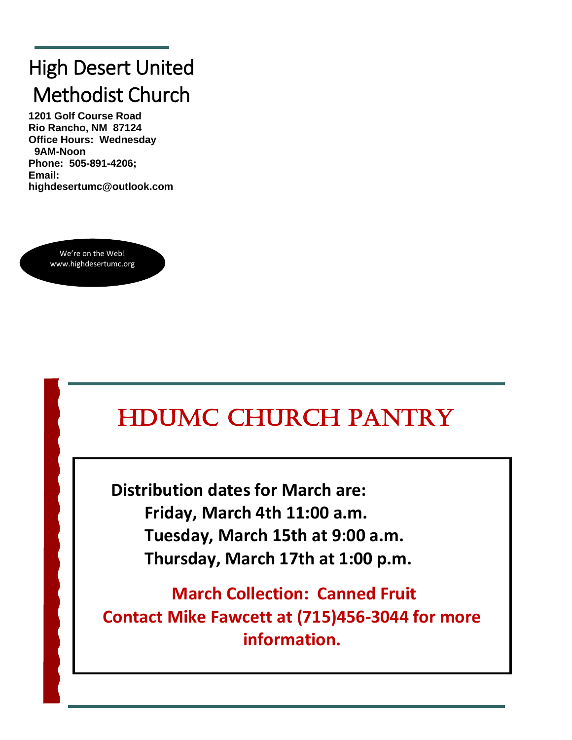# High Desert United Methodist Church

**1201 Golf Course Road**
**Rio Rancho, NM 87124**
**Office Hours: Wednesday 9AM-Noon**
**Phone: 505-891-4206;**
**Email: highdesertumc@outlook.com**

We're on the Web!
www.highdesertumc.org

## HDUMC CHURCH PANTRY

**Distribution dates for March are:**

**Friday, March 4th 11:00 a.m.**
**Tuesday, March 15th at 9:00 a.m.**
**Thursday, March 17th at 1:00 p.m.**

**March Collection: Canned Fruit**
**Contact Mike Fawcett at (715)456-3044 for more information.**